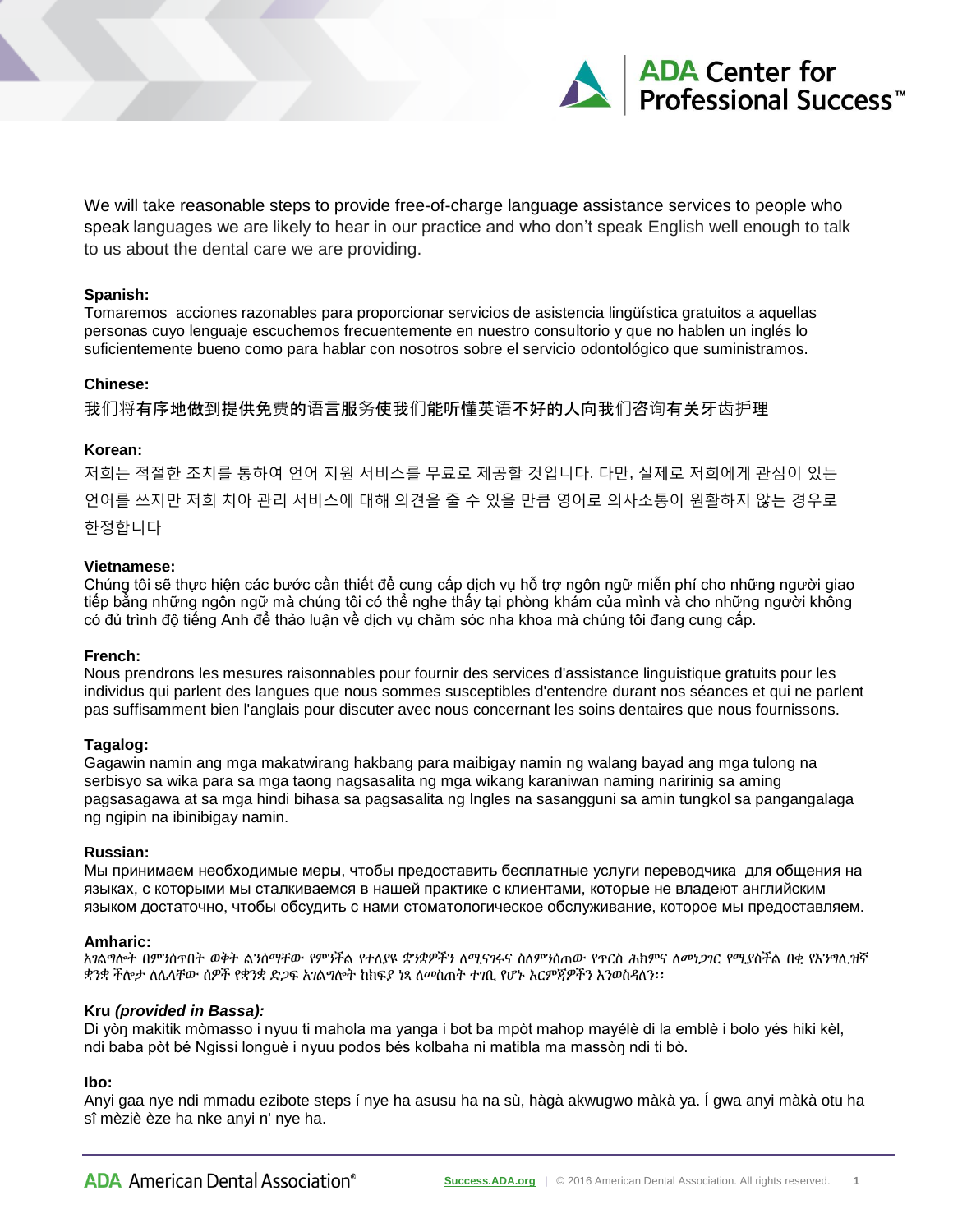We will take reasonable steps to provide free-of-charge language assistance services to people who speak languages we are likely to hear in our practice and who don't speak English well enough to talk to us about the dental care we are providing.

**Spanish:**

Tomaremos acciones razonables para proporcionar servicios de asistencia lingüística gratuitos a aquellas personas cuyo lenguaje escuchemos frecuentemente en nuestro consultorio y que no hablen un inglés lo suficientemente bueno como para hablar con nosotros sobre el servicio odontológico que suministramos.

**Chinese:**

我们将有序地做到提供免费的语言服务使我们能听懂英语不好的人向我们咨询有关牙齿护理

**Korean:**

저희는 적절한 조치를 통하여 언어 지원 서비스를 무료로 제공할 것입니다. 다만, 실제로 저희에게 관심이 있는 언어를 쓰지만 저희 치아 관리 서비스에 대해 의견을 줄 수 있을 만큼 영어로 의사소통이 원활하지 않는 경우로 한정합니다

**Vietnamese:**

Chúng tôi sẽ thực hiện các bước cần thiết để cung cấp dịch vụ hỗ trợ ngôn ngữ miễn phí cho những người giao tiếp bằng những ngôn ngữ mà chúng tôi có thể nghe thấy tại phòng khám của mình và cho những người không có đủ trình độ tiếng Anh để thảo luận về dịch vụ chăm sóc nha khoa mà chúng tôi đang cung cấp.

**French:**

Nous prendrons les mesures raisonnables pour fournir des services d'assistance linguistique gratuits pour les individus qui parlent des langues que nous sommes susceptibles d'entendre durant nos séances et qui ne parlent pas suffisamment bien l'anglais pour discuter avec nous concernant les soins dentaires que nous fournissons.

**Tagalog:**

Gagawin namin ang mga makatwirang hakbang para maibigay namin ng walang bayad ang mga tulong na serbisyo sa wika para sa mga taong nagsasalita ng mga wikang karaniwan naming naririnig sa aming pagsasagawa at sa mga hindi bihasa sa pagsasalita ng Ingles na sasangguni sa amin tungkol sa pangangalaga ng ngipin na ibinibigay namin.

**Russian:**

Мы принимаем необходимые меры, чтобы предоставить бесплатные услуги переводчика для общения на языках, с которыми мы сталкиваемся в нашей практике с клиентами, которые не владеют английским языком достаточно, чтобы обсудить с нами стоматологическое обслуживание, которое мы предоставляем.

**Amharic:**

አገልግሎት በምንሰጥበት ወቅት ልንሰማቸው የምንችል የተለያዩ ቋንቋዎችን ለሚናገሩና ስለምንሰጠው የጥርስ ሕክምና ለመነጋገር የሚያስችል በቂ የእንግሊዝኛ ቋንቋ ችሎታ ለሌላቸው ሰዎች የቋንቋ ድጋፍ አገልግሎት ከክፍያ ነጻ ለመስጠት ተገቢ የሆኑ እርምጃዎችን እንወስዳለን፡፡

**Kru *(provided in Bassa)*:**

Di yòŋ makitik mòmasso i nyuu ti mahola ma yanga i bot ba mpòt mahop mayélè di la emblè i bolo yés hiki kèl, ndi baba pòt bé Ngissi longuè i nyuu podos bés kolbaha ni matibla ma massòŋ ndi ti bò.

**Ibo:**

Anyi gaa nye ndi mmadu ezibote steps í nye ha asusu ha na sù, hàgà akwugwo màkà ya. Í gwa anyi màkà otu ha sî mèziè èze ha nke anyi n' nye ha.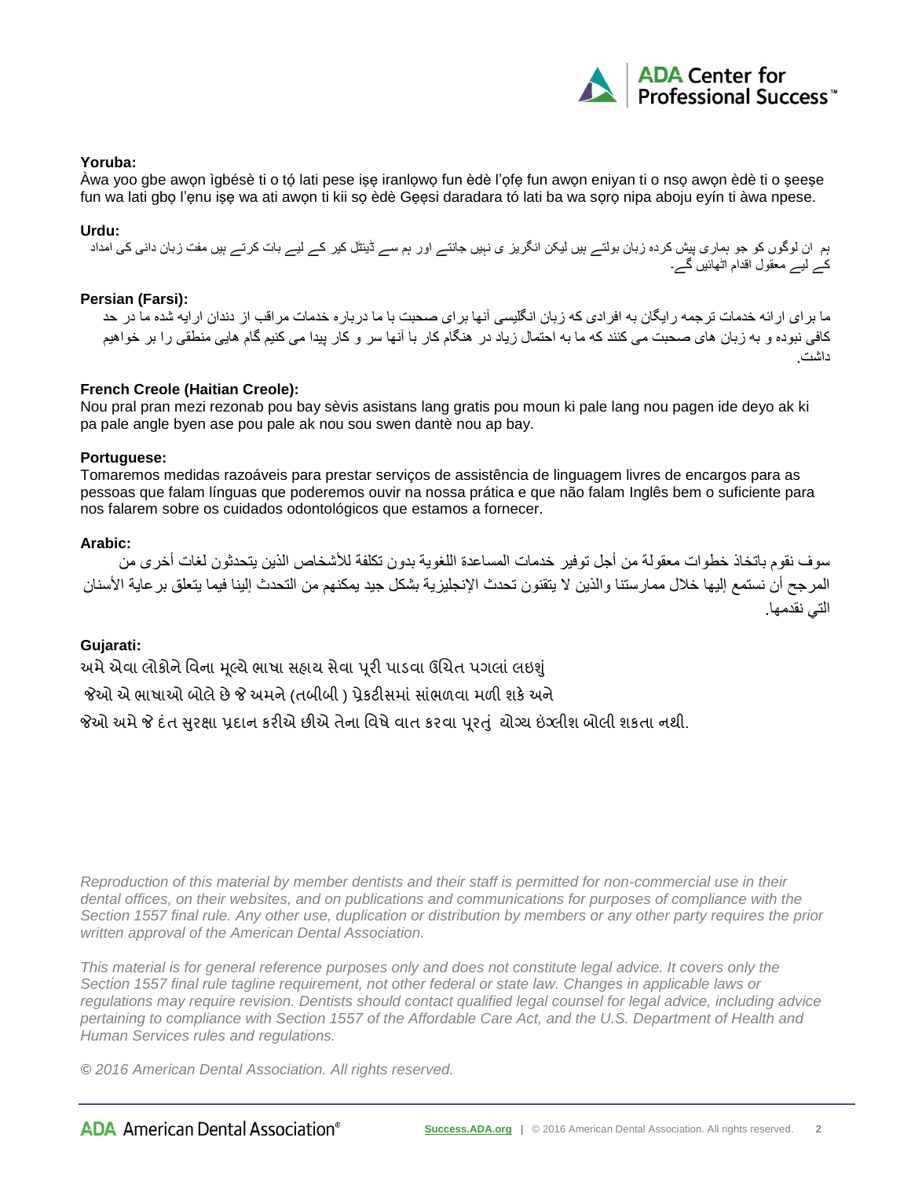**Yoruba:**

Àwa yoo gbe awọn ìgbésè ti o tọ́ lati pese iṣẹ iranlọwọ fun èdè l'ọfẹ fun awọn eniyan ti o nsọ awọn èdè ti o ṣeeṣe fun wa lati gbọ l'ẹnu iṣẹ wa ati awọn ti kii sọ èdè Gẹẹsi daradara tó lati ba wa sọrọ nipa aboju eyín ti àwa npese.

**Urdu:**

ہم ان لوگوں کو جو ہماری پیش کردہ زبان بولتے ہیں لیکن انگریز ی نہیں جانتے اور ہم سے ڈینٹل کیر کے لیے بات کرتے ہیں مفت زبان دانی کی امداد کے لیے معقول اقدام اٹھائیں گے۔

**Persian (Farsi):**

ما برای ارائه خدمات ترجمه رایگان به افرادی که زبان انگلیسی آنها برای صحبت با ما درباره خدمات مراقب از دندان ارایه شده ما در حد کافی نبوده و به زبان های صحبت می کنند که ما به احتمال زیاد در هنگام کار با آنها سر و کار پیدا می کنیم گام هایی منطقی را بر خواهیم داشت.

**French Creole (Haitian Creole):**

Nou pral pran mezi rezonab pou bay sèvis asistans lang gratis pou moun ki pale lang nou pagen ide deyo ak ki pa pale angle byen ase pou pale ak nou sou swen dantè nou ap bay.

**Portuguese:**

Tomaremos medidas razoáveis para prestar serviços de assistência de linguagem livres de encargos para as pessoas que falam línguas que poderemos ouvir na nossa prática e que não falam Inglês bem o suficiente para nos falarem sobre os cuidados odontológicos que estamos a fornecer.

**Arabic:**

سوف نقوم باتخاذ خطوات معقولة من أجل توفير خدمات المساعدة اللغوية بدون تكلفة للأشخاص الذين يتحدثون لغات أخرى من المرجح أن نستمع إليها خلال ممارستنا والذين لا يتقنون تحدث الإنجليزية بشكل جيد يمكنهم من التحدث إلينا فيما يتعلق برعاية الأسنان التي نقدمها.

**Gujarati:**

અમે એવા લોકોને વિના મૂલ્યે ભાષા સહાય સેવા પૂરી પાડવા ઉચિત પગલાં લઇશું
જેઓ એ ભાષાઓ બોલે છે જે અમને (તબીબી ) પ્રેક્ટીસમાં સાંભળવા મળી શકે અને
જેઓ અમે જે દંત સુરક્ષા પ્રદાન કરીએ છીએ તેના વિષે વાત કરવા પૂરતું યોગ્ય ઇંગ્લીશ બોલી શકતા નથી.

*Reproduction of this material by member dentists and their staff is permitted for non-commercial use in their dental offices, on their websites, and on publications and communications for purposes of compliance with the Section 1557 final rule. Any other use, duplication or distribution by members or any other party requires the prior written approval of the American Dental Association.*

*This material is for general reference purposes only and does not constitute legal advice. It covers only the Section 1557 final rule tagline requirement, not other federal or state law. Changes in applicable laws or regulations may require revision. Dentists should contact qualified legal counsel for legal advice, including advice pertaining to compliance with Section 1557 of the Affordable Care Act, and the U.S. Department of Health and Human Services rules and regulations.*

*© 2016 American Dental Association. All rights reserved.*